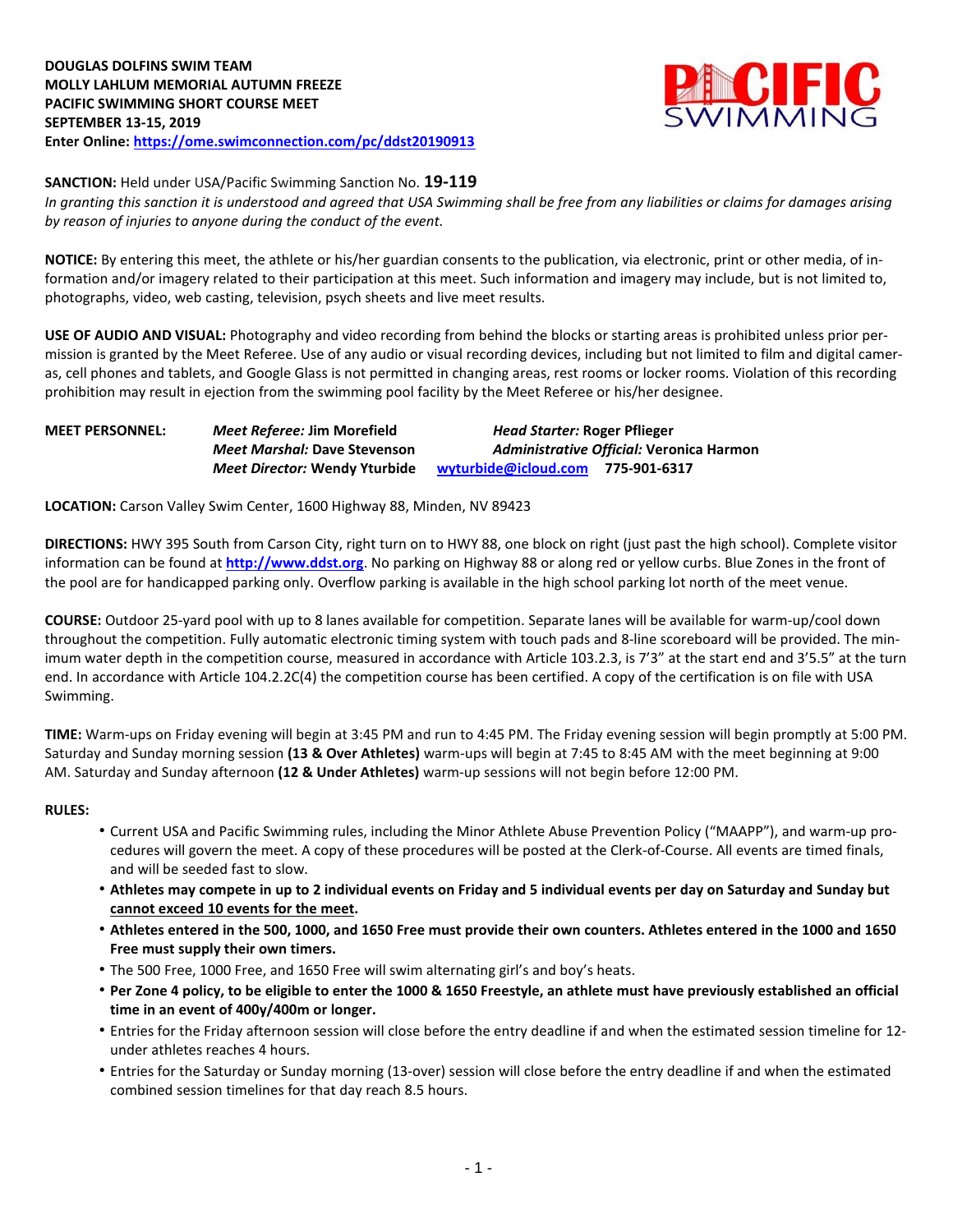**DOUGLAS DOLFINS SWIM TEAM**
**MOLLY LAHLUM MEMORIAL AUTUMN FREEZE**
**PACIFIC SWIMMING SHORT COURSE MEET**
**SEPTEMBER 13-15, 2019**
**Enter Online: https://ome.swimconnection.com/pc/ddst20190913**

**SANCTION:** Held under USA/Pacific Swimming Sanction No. **19-119**
*In granting this sanction it is understood and agreed that USA Swimming shall be free from any liabilities or claims for damages arising by reason of injuries to anyone during the conduct of the event.*

**NOTICE:** By entering this meet, the athlete or his/her guardian consents to the publication, via electronic, print or other media, of information and/or imagery related to their participation at this meet. Such information and imagery may include, but is not limited to, photographs, video, web casting, television, psych sheets and live meet results.

**USE OF AUDIO AND VISUAL:** Photography and video recording from behind the blocks or starting areas is prohibited unless prior permission is granted by the Meet Referee. Use of any audio or visual recording devices, including but not limited to film and digital cameras, cell phones and tablets, and Google Glass is not permitted in changing areas, rest rooms or locker rooms. Violation of this recording prohibition may result in ejection from the swimming pool facility by the Meet Referee or his/her designee.

**MEET PERSONNEL:**
*Meet Referee:* **Jim Morefield**
*Head Starter:* **Roger Pflieger**
*Meet Marshal:* **Dave Stevenson**
*Administrative Official:* **Veronica Harmon**
*Meet Director:* **Wendy Yturbide** **wyturbide@icloud.com** **775-901-6317**

**LOCATION:** Carson Valley Swim Center, 1600 Highway 88, Minden, NV 89423

**DIRECTIONS:** HWY 395 South from Carson City, right turn on to HWY 88, one block on right (just past the high school). Complete visitor information can be found at **http://www.ddst.org**. No parking on Highway 88 or along red or yellow curbs. Blue Zones in the front of the pool are for handicapped parking only. Overflow parking is available in the high school parking lot north of the meet venue.

**COURSE:** Outdoor 25-yard pool with up to 8 lanes available for competition. Separate lanes will be available for warm-up/cool down throughout the competition. Fully automatic electronic timing system with touch pads and 8-line scoreboard will be provided. The minimum water depth in the competition course, measured in accordance with Article 103.2.3, is 7'3" at the start end and 3'5.5" at the turn end. In accordance with Article 104.2.2C(4) the competition course has been certified. A copy of the certification is on file with USA Swimming.

**TIME:** Warm-ups on Friday evening will begin at 3:45 PM and run to 4:45 PM. The Friday evening session will begin promptly at 5:00 PM. Saturday and Sunday morning session **(13 & Over Athletes)** warm-ups will begin at 7:45 to 8:45 AM with the meet beginning at 9:00 AM. Saturday and Sunday afternoon **(12 & Under Athletes)** warm-up sessions will not begin before 12:00 PM.

**RULES:**

- Current USA and Pacific Swimming rules, including the Minor Athlete Abuse Prevention Policy ("MAAPP"), and warm-up procedures will govern the meet. A copy of these procedures will be posted at the Clerk-of-Course. All events are timed finals, and will be seeded fast to slow.
- **Athletes may compete in up to 2 individual events on Friday and 5 individual events per day on Saturday and Sunday but cannot exceed 10 events for the meet.**
- **Athletes entered in the 500, 1000, and 1650 Free must provide their own counters. Athletes entered in the 1000 and 1650 Free must supply their own timers.**
- The 500 Free, 1000 Free, and 1650 Free will swim alternating girl's and boy's heats.
- **Per Zone 4 policy, to be eligible to enter the 1000 & 1650 Freestyle, an athlete must have previously established an official time in an event of 400y/400m or longer.**
- Entries for the Friday afternoon session will close before the entry deadline if and when the estimated session timeline for 12-under athletes reaches 4 hours.
- Entries for the Saturday or Sunday morning (13-over) session will close before the entry deadline if and when the estimated combined session timelines for that day reach 8.5 hours.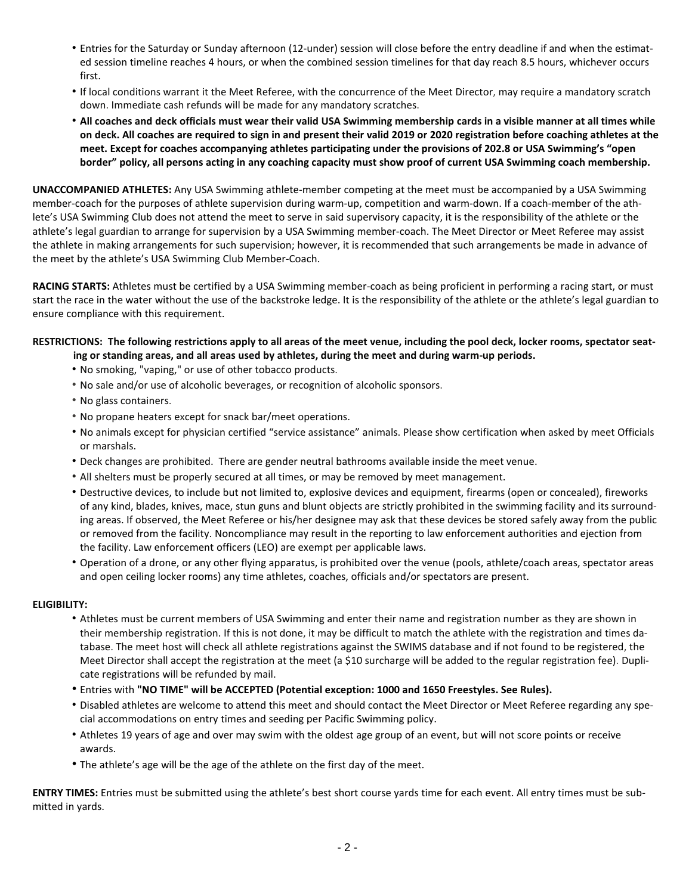- Entries for the Saturday or Sunday afternoon (12-under) session will close before the entry deadline if and when the estimated session timeline reaches 4 hours, or when the combined session timelines for that day reach 8.5 hours, whichever occurs first.
- If local conditions warrant it the Meet Referee, with the concurrence of the Meet Director, may require a mandatory scratch down. Immediate cash refunds will be made for any mandatory scratches.
- **All coaches and deck officials must wear their valid USA Swimming membership cards in a visible manner at all times while on deck. All coaches are required to sign in and present their valid 2019 or 2020 registration before coaching athletes at the meet. Except for coaches accompanying athletes participating under the provisions of 202.8 or USA Swimming's "open border" policy, all persons acting in any coaching capacity must show proof of current USA Swimming coach membership.**

**UNACCOMPANIED ATHLETES:** Any USA Swimming athlete-member competing at the meet must be accompanied by a USA Swimming member-coach for the purposes of athlete supervision during warm-up, competition and warm-down. If a coach-member of the athlete's USA Swimming Club does not attend the meet to serve in said supervisory capacity, it is the responsibility of the athlete or the athlete's legal guardian to arrange for supervision by a USA Swimming member-coach. The Meet Director or Meet Referee may assist the athlete in making arrangements for such supervision; however, it is recommended that such arrangements be made in advance of the meet by the athlete's USA Swimming Club Member-Coach.

**RACING STARTS:** Athletes must be certified by a USA Swimming member-coach as being proficient in performing a racing start, or must start the race in the water without the use of the backstroke ledge. It is the responsibility of the athlete or the athlete's legal guardian to ensure compliance with this requirement.

**RESTRICTIONS: The following restrictions apply to all areas of the meet venue, including the pool deck, locker rooms, spectator seating or standing areas, and all areas used by athletes, during the meet and during warm-up periods.**

- No smoking, "vaping," or use of other tobacco products.
- No sale and/or use of alcoholic beverages, or recognition of alcoholic sponsors.
- No glass containers.
- No propane heaters except for snack bar/meet operations.
- No animals except for physician certified "service assistance" animals. Please show certification when asked by meet Officials or marshals.
- Deck changes are prohibited. There are gender neutral bathrooms available inside the meet venue.
- All shelters must be properly secured at all times, or may be removed by meet management.
- Destructive devices, to include but not limited to, explosive devices and equipment, firearms (open or concealed), fireworks of any kind, blades, knives, mace, stun guns and blunt objects are strictly prohibited in the swimming facility and its surrounding areas. If observed, the Meet Referee or his/her designee may ask that these devices be stored safely away from the public or removed from the facility. Noncompliance may result in the reporting to law enforcement authorities and ejection from the facility. Law enforcement officers (LEO) are exempt per applicable laws.
- Operation of a drone, or any other flying apparatus, is prohibited over the venue (pools, athlete/coach areas, spectator areas and open ceiling locker rooms) any time athletes, coaches, officials and/or spectators are present.

**ELIGIBILITY:**

- Athletes must be current members of USA Swimming and enter their name and registration number as they are shown in their membership registration. If this is not done, it may be difficult to match the athlete with the registration and times database. The meet host will check all athlete registrations against the SWIMS database and if not found to be registered, the Meet Director shall accept the registration at the meet (a $10 surcharge will be added to the regular registration fee). Duplicate registrations will be refunded by mail.
- Entries with **"NO TIME" will be ACCEPTED (Potential exception: 1000 and 1650 Freestyles. See Rules).**
- Disabled athletes are welcome to attend this meet and should contact the Meet Director or Meet Referee regarding any special accommodations on entry times and seeding per Pacific Swimming policy.
- Athletes 19 years of age and over may swim with the oldest age group of an event, but will not score points or receive awards.
- The athlete's age will be the age of the athlete on the first day of the meet.

**ENTRY TIMES:** Entries must be submitted using the athlete's best short course yards time for each event. All entry times must be submitted in yards.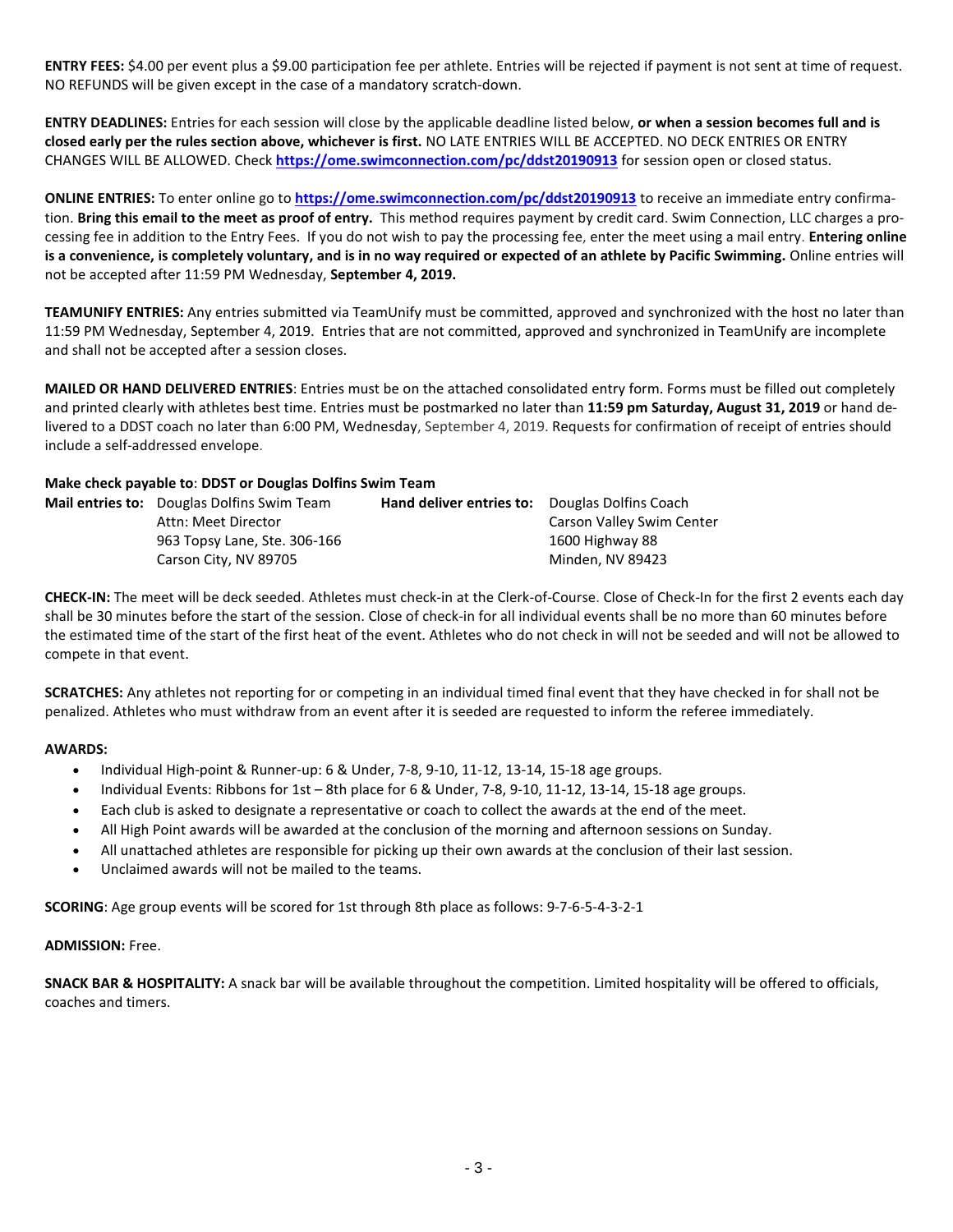**ENTRY FEES:** $4.00 per event plus a $9.00 participation fee per athlete. Entries will be rejected if payment is not sent at time of request. NO REFUNDS will be given except in the case of a mandatory scratch-down.

**ENTRY DEADLINES:** Entries for each session will close by the applicable deadline listed below, **or when a session becomes full and is closed early per the rules section above, whichever is first.** NO LATE ENTRIES WILL BE ACCEPTED. NO DECK ENTRIES OR ENTRY CHANGES WILL BE ALLOWED. Check **https://ome.swimconnection.com/pc/ddst20190913** for session open or closed status.

**ONLINE ENTRIES:** To enter online go to **https://ome.swimconnection.com/pc/ddst20190913** to receive an immediate entry confirmation. **Bring this email to the meet as proof of entry.** This method requires payment by credit card. Swim Connection, LLC charges a processing fee in addition to the Entry Fees. If you do not wish to pay the processing fee, enter the meet using a mail entry. **Entering online is a convenience, is completely voluntary, and is in no way required or expected of an athlete by Pacific Swimming.** Online entries will not be accepted after 11:59 PM Wednesday, **September 4, 2019.**

**TEAMUNIFY ENTRIES:** Any entries submitted via TeamUnify must be committed, approved and synchronized with the host no later than 11:59 PM Wednesday, September 4, 2019. Entries that are not committed, approved and synchronized in TeamUnify are incomplete and shall not be accepted after a session closes.

**MAILED OR HAND DELIVERED ENTRIES**: Entries must be on the attached consolidated entry form. Forms must be filled out completely and printed clearly with athletes best time. Entries must be postmarked no later than **11:59 pm Saturday, August 31, 2019** or hand delivered to a DDST coach no later than 6:00 PM, Wednesday, September 4, 2019. Requests for confirmation of receipt of entries should include a self-addressed envelope.

**Make check payable to**: **DDST or Douglas Dolfins Swim Team**

| **Mail entries to:** | Douglas Dolfins Swim Team | **Hand deliver entries to:** | Douglas Dolfins Coach |
|---|---|---|---|
| | Attn: Meet Director | | Carson Valley Swim Center |
| | 963 Topsy Lane, Ste. 306-166 | | 1600 Highway 88 |
| | Carson City, NV 89705 | | Minden, NV 89423 |

**CHECK-IN:** The meet will be deck seeded. Athletes must check-in at the Clerk-of-Course. Close of Check-In for the first 2 events each day shall be 30 minutes before the start of the session. Close of check-in for all individual events shall be no more than 60 minutes before the estimated time of the start of the first heat of the event. Athletes who do not check in will not be seeded and will not be allowed to compete in that event.

**SCRATCHES:** Any athletes not reporting for or competing in an individual timed final event that they have checked in for shall not be penalized. Athletes who must withdraw from an event after it is seeded are requested to inform the referee immediately.

**AWARDS:**

- Individual High-point & Runner-up: 6 & Under, 7-8, 9-10, 11-12, 13-14, 15-18 age groups.
- Individual Events: Ribbons for 1st – 8th place for 6 & Under, 7-8, 9-10, 11-12, 13-14, 15-18 age groups.
- Each club is asked to designate a representative or coach to collect the awards at the end of the meet.
- All High Point awards will be awarded at the conclusion of the morning and afternoon sessions on Sunday.
- All unattached athletes are responsible for picking up their own awards at the conclusion of their last session.
- Unclaimed awards will not be mailed to the teams.

**SCORING**: Age group events will be scored for 1st through 8th place as follows: 9-7-6-5-4-3-2-1

**ADMISSION:** Free.

**SNACK BAR & HOSPITALITY:** A snack bar will be available throughout the competition. Limited hospitality will be offered to officials, coaches and timers.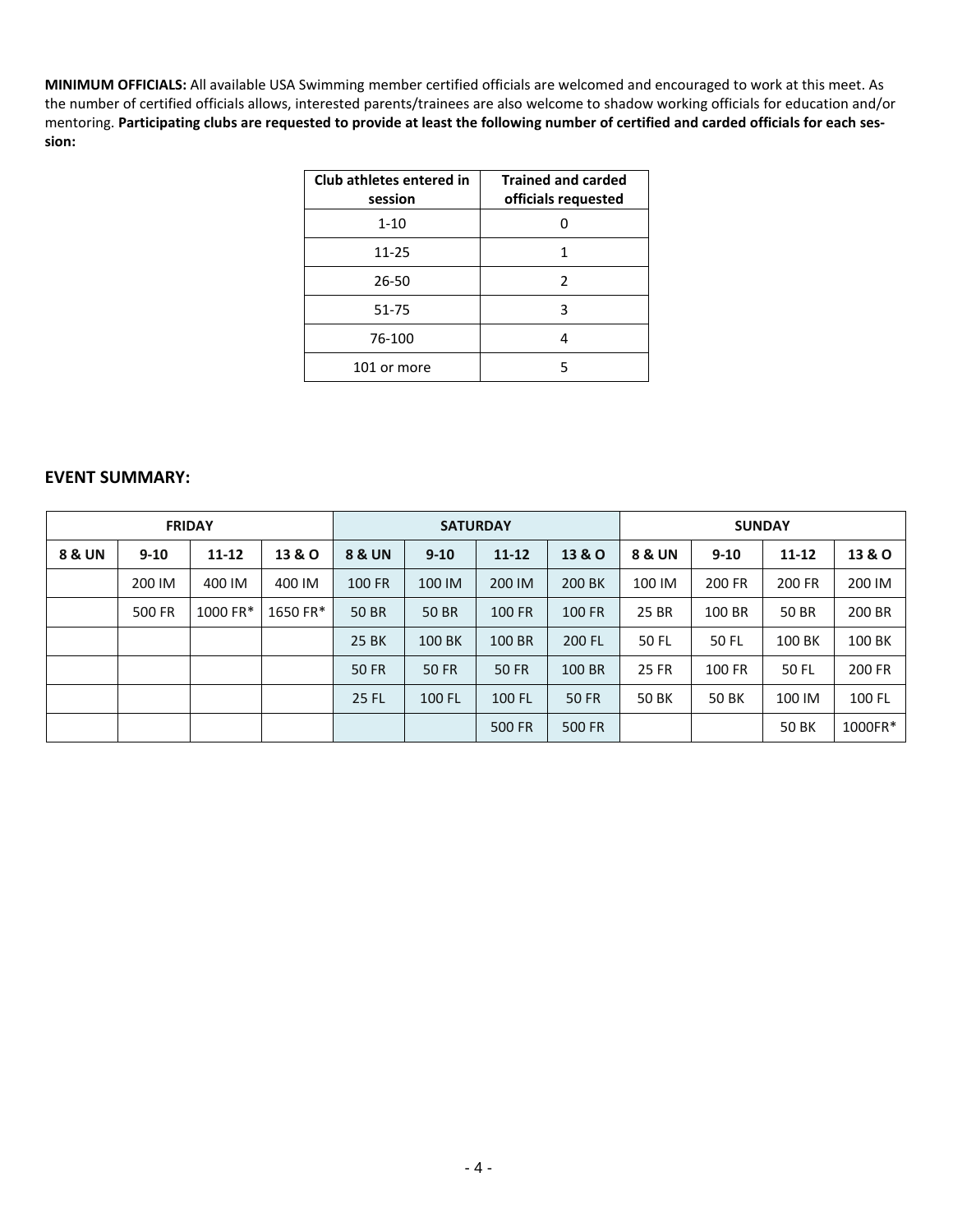**MINIMUM OFFICIALS:** All available USA Swimming member certified officials are welcomed and encouraged to work at this meet. As the number of certified officials allows, interested parents/trainees are also welcome to shadow working officials for education and/or mentoring. **Participating clubs are requested to provide at least the following number of certified and carded officials for each session:**

| Club athletes entered in session | Trained and carded officials requested |
|---|---|
| 1-10 | 0 |
| 11-25 | 1 |
| 26-50 | 2 |
| 51-75 | 3 |
| 76-100 | 4 |
| 101 or more | 5 |

## EVENT SUMMARY:

| FRIDAY | | | | SATURDAY | | | | SUNDAY | | | |
|---|---|---|---|---|---|---|---|---|---|---|---|
| 8 & UN | 9-10 | 11-12 | 13 & O | 8 & UN | 9-10 | 11-12 | 13 & O | 8 & UN | 9-10 | 11-12 | 13 & O |
| | 200 IM | 400 IM | 400 IM | 100 FR | 100 IM | 200 IM | 200 BK | 100 IM | 200 FR | 200 FR | 200 IM |
| | 500 FR | 1000 FR* | 1650 FR* | 50 BR | 50 BR | 100 FR | 100 FR | 25 BR | 100 BR | 50 BR | 200 BR |
| | | | | 25 BK | 100 BK | 100 BR | 200 FL | 50 FL | 50 FL | 100 BK | 100 BK |
| | | | | 50 FR | 50 FR | 50 FR | 100 BR | 25 FR | 100 FR | 50 FL | 200 FR |
| | | | | 25 FL | 100 FL | 100 FL | 50 FR | 50 BK | 50 BK | 100 IM | 100 FL |
| | | | | | | 500 FR | 500 FR | | | 50 BK | 1000FR* |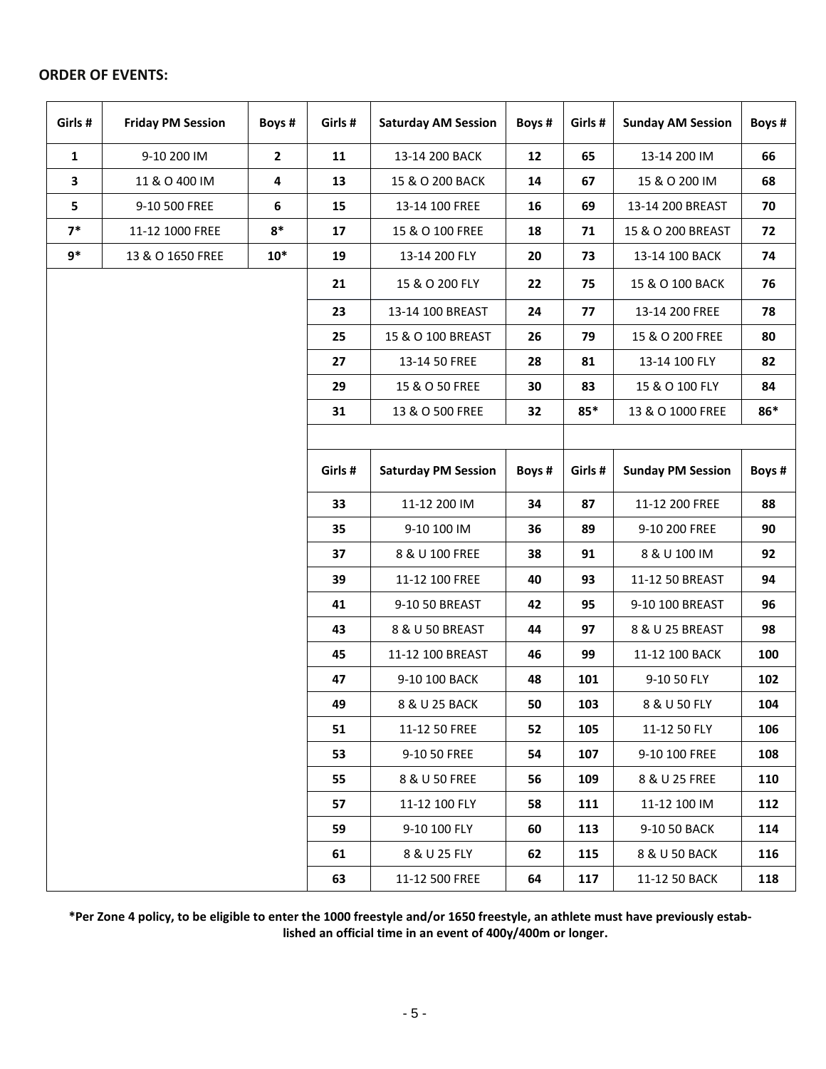**ORDER OF EVENTS:**

| Girls # | Friday PM Session | Boys # | Girls # | Saturday AM Session | Boys # | Girls # | Sunday AM Session | Boys # |
|---|---|---|---|---|---|---|---|---|
| **1** | 9-10 200 IM | **2** | **11** | 13-14 200 BACK | **12** | **65** | 13-14 200 IM | **66** |
| **3** | 11 & O 400 IM | **4** | **13** | 15 & O 200 BACK | **14** | **67** | 15 & O 200 IM | **68** |
| **5** | 9-10 500 FREE | **6** | **15** | 13-14 100 FREE | **16** | **69** | 13-14 200 BREAST | **70** |
| **7*** | 11-12 1000 FREE | **8*** | **17** | 15 & O 100 FREE | **18** | **71** | 15 & O 200 BREAST | **72** |
| **9*** | 13 & O 1650 FREE | **10*** | **19** | 13-14 200 FLY | **20** | **73** | 13-14 100 BACK | **74** |
| | | | **21** | 15 & O 200 FLY | **22** | **75** | 15 & O 100 BACK | **76** |
| | | | **23** | 13-14 100 BREAST | **24** | **77** | 13-14 200 FREE | **78** |
| | | | **25** | 15 & O 100 BREAST | **26** | **79** | 15 & O 200 FREE | **80** |
| | | | **27** | 13-14 50 FREE | **28** | **81** | 13-14 100 FLY | **82** |
| | | | **29** | 15 & O 50 FREE | **30** | **83** | 15 & O 100 FLY | **84** |
| | | | **31** | 13 & O 500 FREE | **32** | **85*** | 13 & O 1000 FREE | **86*** |
| | | | | | | | | |
| | | | **Girls #** | **Saturday PM Session** | **Boys #** | **Girls #** | **Sunday PM Session** | **Boys #** |
| | | | **33** | 11-12 200 IM | **34** | **87** | 11-12 200 FREE | **88** |
| | | | **35** | 9-10 100 IM | **36** | **89** | 9-10 200 FREE | **90** |
| | | | **37** | 8 & U 100 FREE | **38** | **91** | 8 & U 100 IM | **92** |
| | | | **39** | 11-12 100 FREE | **40** | **93** | 11-12 50 BREAST | **94** |
| | | | **41** | 9-10 50 BREAST | **42** | **95** | 9-10 100 BREAST | **96** |
| | | | **43** | 8 & U 50 BREAST | **44** | **97** | 8 & U 25 BREAST | **98** |
| | | | **45** | 11-12 100 BREAST | **46** | **99** | 11-12 100 BACK | **100** |
| | | | **47** | 9-10 100 BACK | **48** | **101** | 9-10 50 FLY | **102** |
| | | | **49** | 8 & U 25 BACK | **50** | **103** | 8 & U 50 FLY | **104** |
| | | | **51** | 11-12 50 FREE | **52** | **105** | 11-12 50 FLY | **106** |
| | | | **53** | 9-10 50 FREE | **54** | **107** | 9-10 100 FREE | **108** |
| | | | **55** | 8 & U 50 FREE | **56** | **109** | 8 & U 25 FREE | **110** |
| | | | **57** | 11-12 100 FLY | **58** | **111** | 11-12 100 IM | **112** |
| | | | **59** | 9-10 100 FLY | **60** | **113** | 9-10 50 BACK | **114** |
| | | | **61** | 8 & U 25 FLY | **62** | **115** | 8 & U 50 BACK | **116** |
| | | | **63** | 11-12 500 FREE | **64** | **117** | 11-12 50 BACK | **118** |

**\*Per Zone 4 policy, to be eligible to enter the 1000 freestyle and/or 1650 freestyle, an athlete must have previously established an official time in an event of 400y/400m or longer.**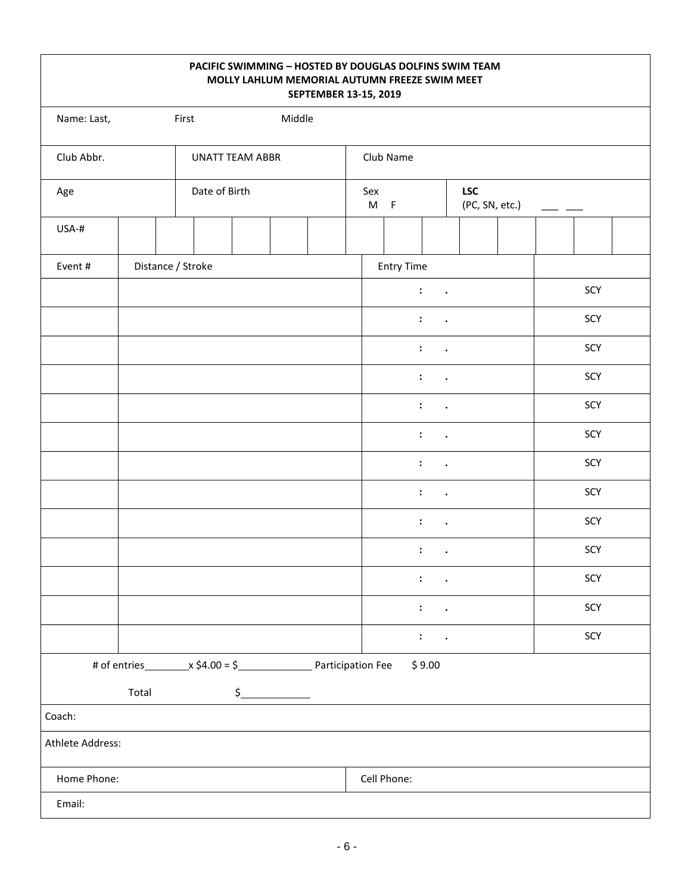**PACIFIC SWIMMING – HOSTED BY DOUGLAS DOLFINS SWIM TEAM**
**MOLLY LAHLUM MEMORIAL AUTUMN FREEZE SWIM MEET**
**SEPTEMBER 13-15, 2019**

Name: Last, First Middle

| | | |
|---|---|---|
| Club Abbr. | UNATT TEAM ABBR | Club Name |
| Age | Date of Birth | Sex M F / **LSC** (PC, SN, etc.) ___ ___ |

| USA-# | | | | | | | | | | | | | | |
|---|---|---|---|---|---|---|---|---|---|---|---|---|---|---|

| Event # | Distance / Stroke | Entry Time | |
|---|---|---|---|
| | | : . | SCY |
| | | : . | SCY |
| | | : . | SCY |
| | | : . | SCY |
| | | : . | SCY |
| | | : . | SCY |
| | | : . | SCY |
| | | : . | SCY |
| | | : . | SCY |
| | | : . | SCY |
| | | : . | SCY |
| | | : . | SCY |
| | | : . | SCY |

# of entries________x $4.00 = $______________ Participation Fee $ 9.00

Total $_____________

Coach:

Athlete Address:

Home Phone: Cell Phone:

Email: